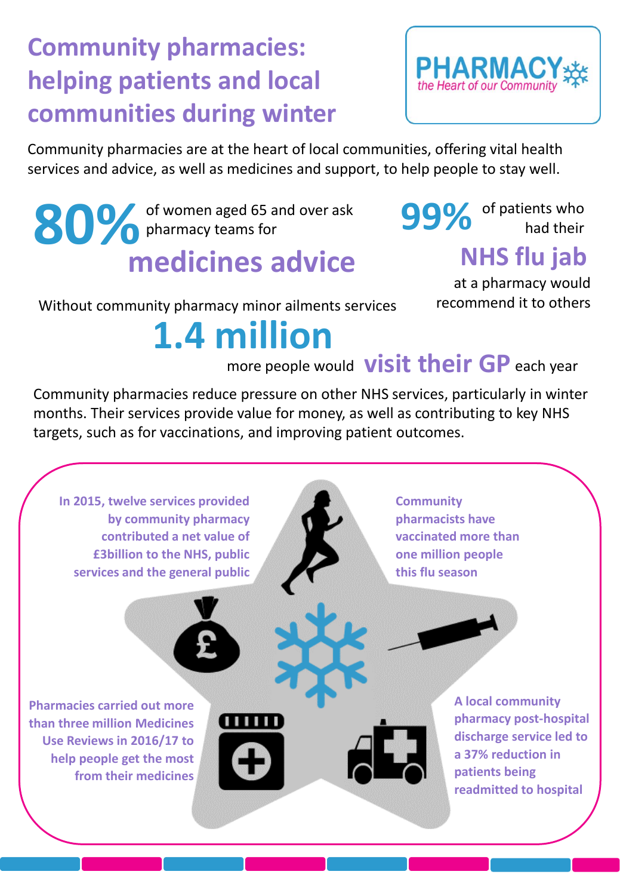# Community pharmacies: helping patients and local communities during winter

PHARMACY
*the Heart of our Community*

Community pharmacies are at the heart of local communities, offering vital health services and advice, as well as medicines and support, to help people to stay well.

**80%** of women aged 65 and over ask pharmacy teams for **medicines advice**

**99%** of patients who had their **NHS flu jab** at a pharmacy would recommend it to others

Without community pharmacy minor ailments services **1.4 million** more people would **visit their GP** each year

Community pharmacies reduce pressure on other NHS services, particularly in winter months. Their services provide value for money, as well as contributing to key NHS targets, such as for vaccinations, and improving patient outcomes.

**In 2015, twelve services provided by community pharmacy contributed a net value of £3billion to the NHS, public services and the general public**

**Community pharmacists have vaccinated more than one million people this flu season**

**Pharmacies carried out more than three million Medicines Use Reviews in 2016/17 to help people get the most from their medicines**

**A local community pharmacy post-hospital discharge service led to a 37% reduction in patients being readmitted to hospital**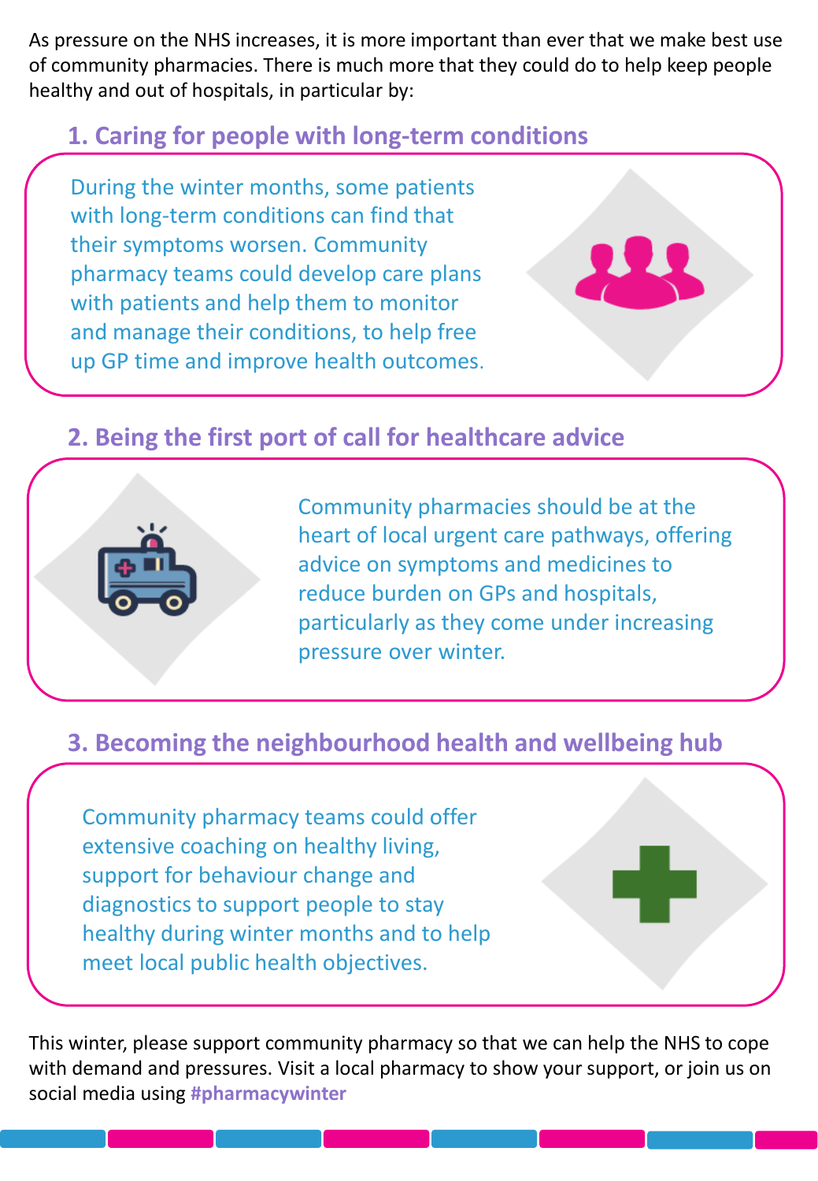As pressure on the NHS increases, it is more important than ever that we make best use of community pharmacies. There is much more that they could do to help keep people healthy and out of hospitals, in particular by:

## 1. Caring for people with long-term conditions

During the winter months, some patients with long-term conditions can find that their symptoms worsen. Community pharmacy teams could develop care plans with patients and help them to monitor and manage their conditions, to help free up GP time and improve health outcomes.

## 2. Being the first port of call for healthcare advice

Community pharmacies should be at the heart of local urgent care pathways, offering advice on symptoms and medicines to reduce burden on GPs and hospitals, particularly as they come under increasing pressure over winter.

## 3. Becoming the neighbourhood health and wellbeing hub

Community pharmacy teams could offer extensive coaching on healthy living, support for behaviour change and diagnostics to support people to stay healthy during winter months and to help meet local public health objectives.

This winter, please support community pharmacy so that we can help the NHS to cope with demand and pressures. Visit a local pharmacy to show your support, or join us on social media using **#pharmacywinter**